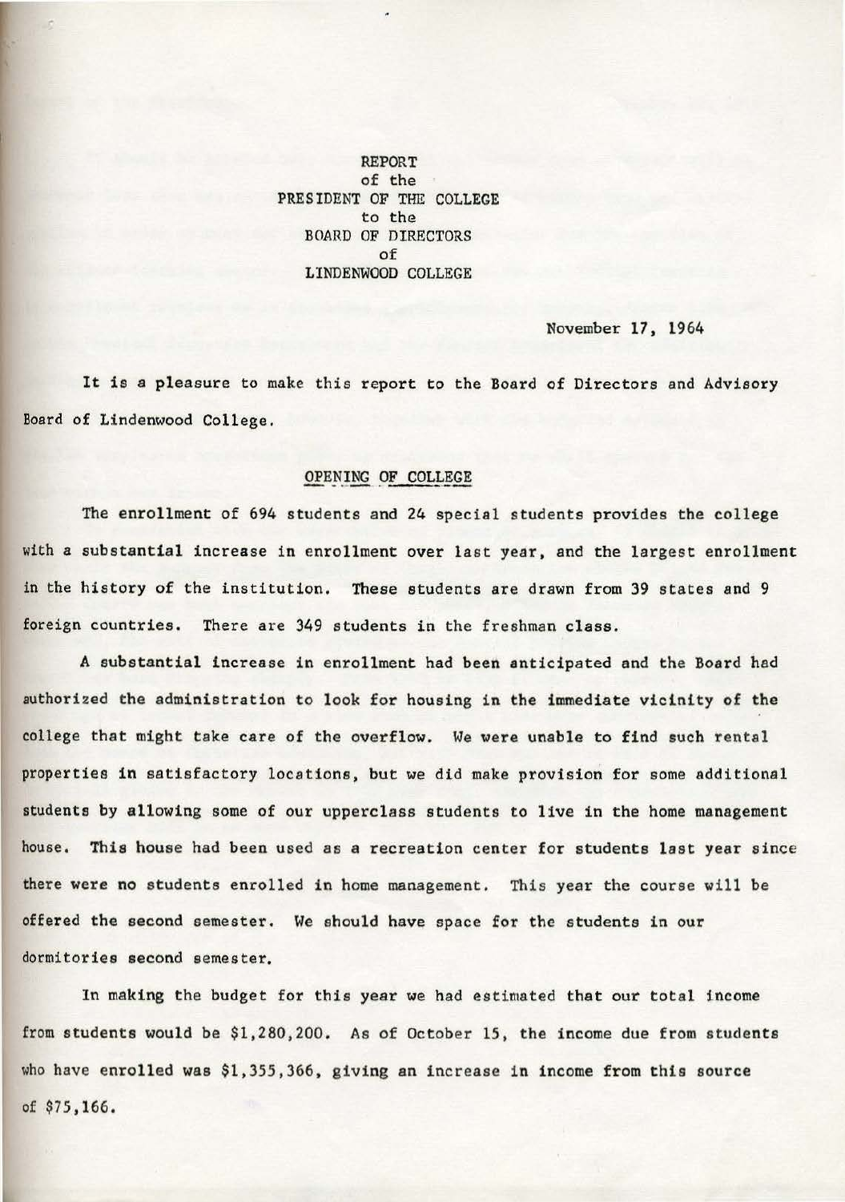REPORT
of the
PRESIDENT OF THE COLLEGE
to the
BOARD OF DIRECTORS
of
LINDENWOOD COLLEGE

November 17, 1964

It is a pleasure to make this report to the Board of Directors and Advisory Board of Lindenwood College.

## OPENING OF COLLEGE

The enrollment of 694 students and 24 special students provides the college with a substantial increase in enrollment over last year, and the largest enrollment in the history of the institution. These students are drawn from 39 states and 9 foreign countries. There are 349 students in the freshman class.

A substantial increase in enrollment had been anticipated and the Board had authorized the administration to look for housing in the immediate vicinity of the college that might take care of the overflow. We were unable to find such rental properties in satisfactory locations, but we did make provision for some additional students by allowing some of our upperclass students to live in the home management house. This house had been used as a recreation center for students last year since there were no students enrolled in home management. This year the course will be offered the second semester. We should have space for the students in our dormitories second semester.

In making the budget for this year we had estimated that our total income from students would be $1,280,200. As of October 15, the income due from students who have enrolled was $1,355,366, giving an increase in income from this source of $75,166.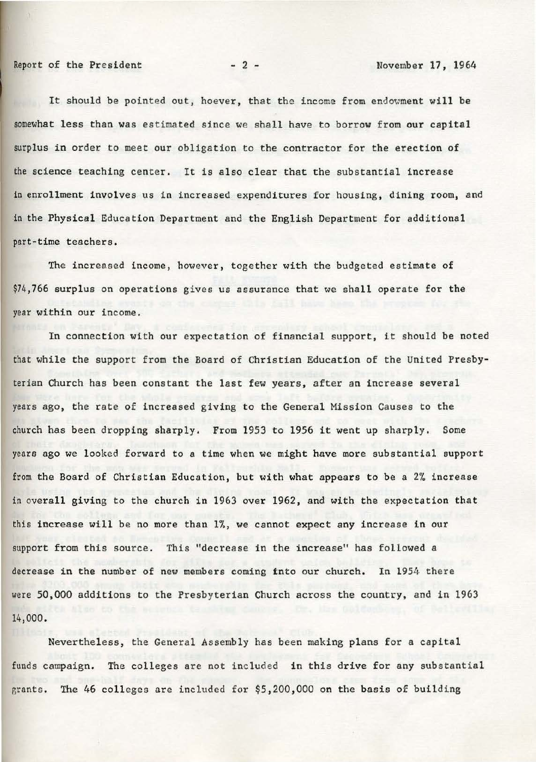It should be pointed out, hoever, that the income from endowment will be somewhat less than was estimated since we shall have to borrow from our capital surplus in order to meet our obligation to the contractor for the erection of the science teaching center. It is also clear that the substantial increase in enrollment involves us in increased expenditures for housing, dining room, and in the Physical Education Department and the English Department for additional part-time teachers.

The increased income, however, together with the budgeted estimate of $74,766 surplus on operations gives us assurance that we shall operate for the year within our income.

In connection with our expectation of financial support, it should be noted that while the support from the Board of Christian Education of the United Presbyterian Church has been constant the last few years, after an increase several years ago, the rate of increased giving to the General Mission Causes to the church has been dropping sharply. From 1953 to 1956 it went up sharply. Some years ago we looked forward to a time when we might have more substantial support from the Board of Christian Education, but with what appears to be a 2% increase in overall giving to the church in 1963 over 1962, and with the expectation that this increase will be no more than 1%, we cannot expect any increase in our support from this source. This "decrease in the increase" has followed a decrease in the number of new members coming into our church. In 1954 there were 50,000 additions to the Presbyterian Church across the country, and in 1963 14,000.

Nevertheless, the General Assembly has been making plans for a capital funds campaign. The colleges are not included in this drive for any substantial grants. The 46 colleges are included for $5,200,000 on the basis of building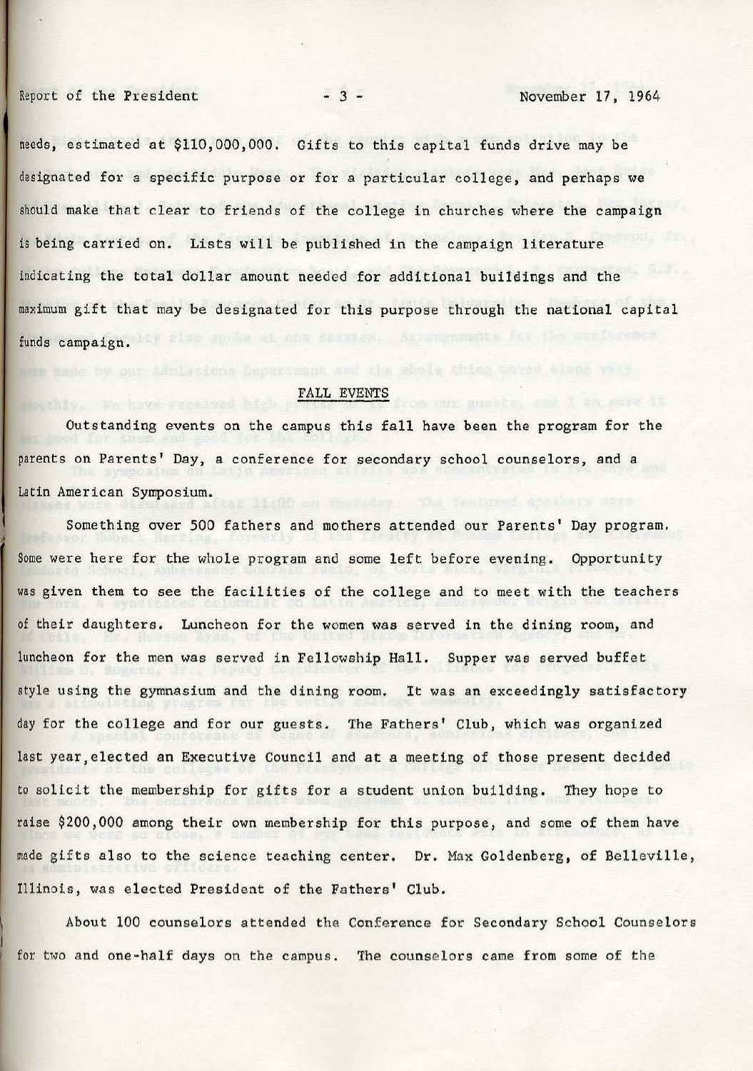needs, estimated at $110,000,000. Gifts to this capital funds drive may be designated for a specific purpose or for a particular college, and perhaps we should make that clear to friends of the college in churches where the campaign is being carried on. Lists will be published in the campaign literature indicating the total dollar amount needed for additional buildings and the maximum gift that may be designated for this purpose through the national capital funds campaign.

## FALL EVENTS

Outstanding events on the campus this fall have been the program for the parents on Parents' Day, a conference for secondary school counselors, and a Latin American Symposium.

Something over 500 fathers and mothers attended our Parents' Day program. Some were here for the whole program and some left before evening. Opportunity was given them to see the facilities of the college and to meet with the teachers of their daughters. Luncheon for the women was served in the dining room, and luncheon for the men was served in Fellowship Hall. Supper was served buffet style using the gymnasium and the dining room. It was an exceedingly satisfactory day for the college and for our guests. The Fathers' Club, which was organized last year, elected an Executive Council and at a meeting of those present decided to solicit the membership for gifts for a student union building. They hope to raise $200,000 among their own membership for this purpose, and some of them have made gifts also to the science teaching center. Dr. Max Goldenberg, of Belleville, Illinois, was elected President of the Fathers' Club.

About 100 counselors attended the Conference for Secondary School Counselors for two and one-half days on the campus. The counselors came from some of the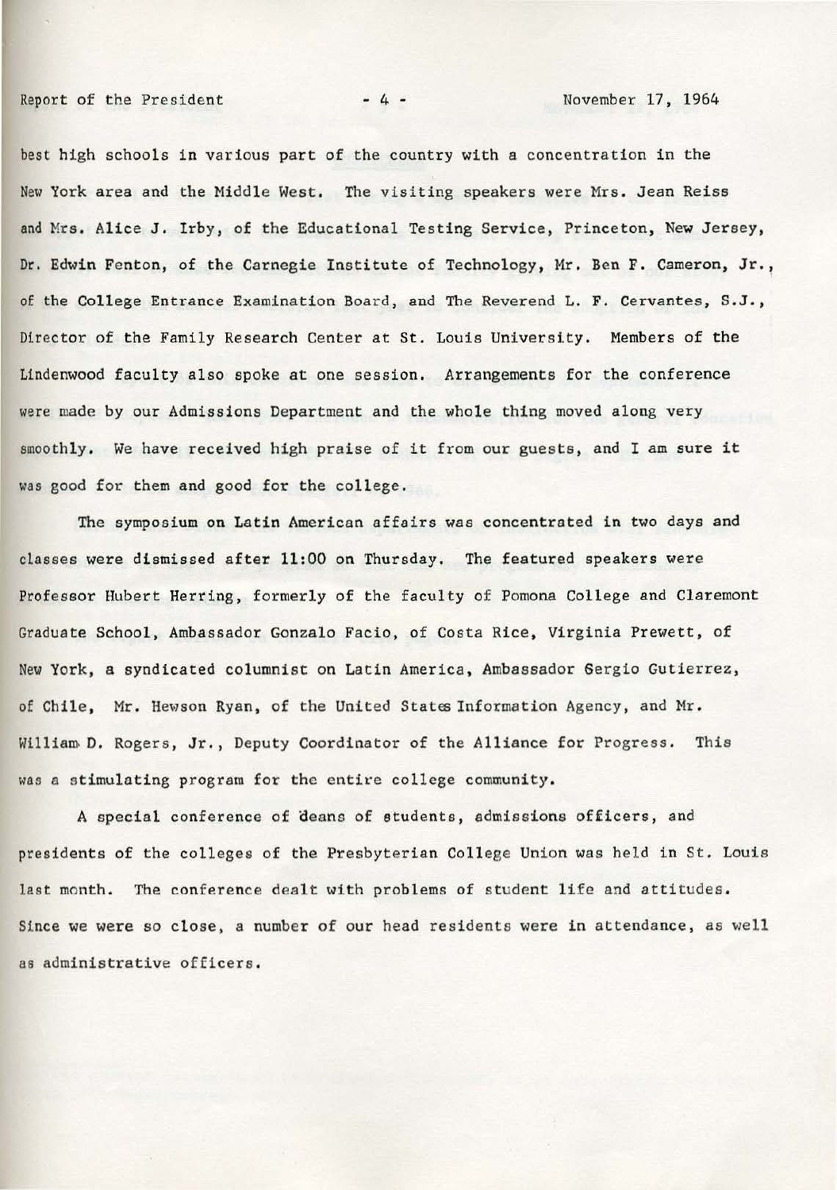best high schools in various part of the country with a concentration in the New York area and the Middle West. The visiting speakers were Mrs. Jean Reiss and Mrs. Alice J. Irby, of the Educational Testing Service, Princeton, New Jersey, Dr. Edwin Fenton, of the Carnegie Institute of Technology, Mr. Ben F. Cameron, Jr., of the College Entrance Examination Board, and The Reverend L. F. Cervantes, S.J., Director of the Family Research Center at St. Louis University. Members of the Lindenwood faculty also spoke at one session. Arrangements for the conference were made by our Admissions Department and the whole thing moved along very smoothly. We have received high praise of it from our guests, and I am sure it was good for them and good for the college.

The symposium on Latin American affairs was concentrated in two days and classes were dismissed after 11:00 on Thursday. The featured speakers were Professor Hubert Herring, formerly of the faculty of Pomona College and Claremont Graduate School, Ambassador Gonzalo Facio, of Costa Rice, Virginia Prewett, of New York, a syndicated columnist on Latin America, Ambassador Sergio Gutierrez, of Chile, Mr. Hewson Ryan, of the United States Information Agency, and Mr. William D. Rogers, Jr., Deputy Coordinator of the Alliance for Progress. This was a stimulating program for the entire college community.

A special conference of deans of students, admissions officers, and presidents of the colleges of the Presbyterian College Union was held in St. Louis last month. The conference dealt with problems of student life and attitudes. Since we were so close, a number of our head residents were in attendance, as well as administrative officers.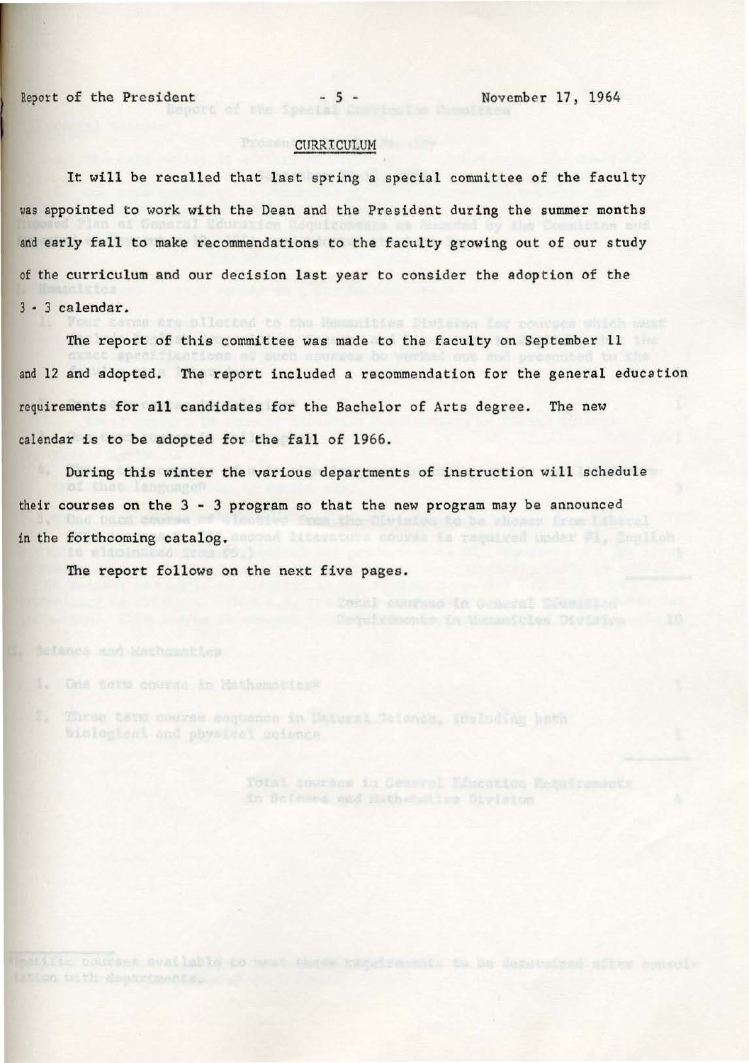## CURRICULUM

It will be recalled that last spring a special committee of the faculty was appointed to work with the Dean and the President during the summer months and early fall to make recommendations to the faculty growing out of our study of the curriculum and our decision last year to consider the adoption of the 3 - 3 calendar.

The report of this committee was made to the faculty on September 11 and 12 and adopted. The report included a recommendation for the general education requirements for all candidates for the Bachelor of Arts degree. The new calendar is to be adopted for the fall of 1966.

During this winter the various departments of instruction will schedule their courses on the 3 - 3 program so that the new program may be announced in the forthcoming catalog.

The report follows on the next five pages.